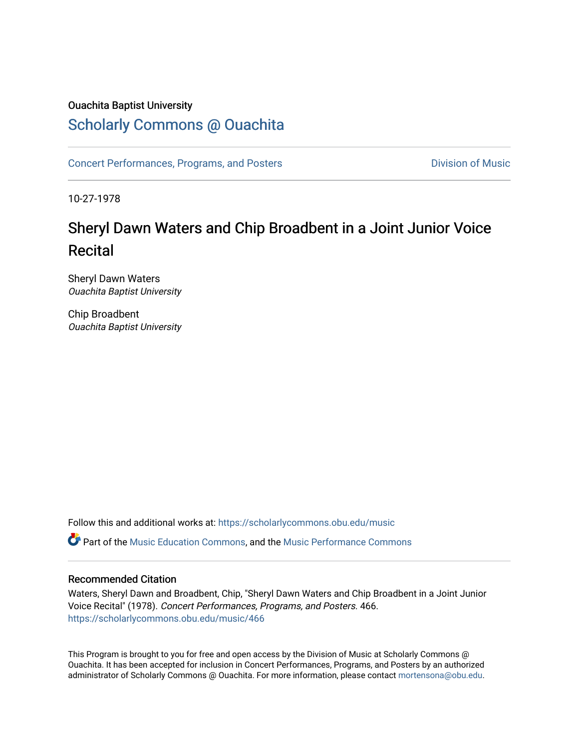Ouachita Baptist University

## Scholarly Commons @ Ouachita

Concert Performances, Programs, and Posters

Division of Music

10-27-1978

# Sheryl Dawn Waters and Chip Broadbent in a Joint Junior Voice Recital

Sheryl Dawn Waters
*Ouachita Baptist University*

Chip Broadbent
*Ouachita Baptist University*

Follow this and additional works at: https://scholarlycommons.obu.edu/music

Part of the Music Education Commons, and the Music Performance Commons

### Recommended Citation

Waters, Sheryl Dawn and Broadbent, Chip, "Sheryl Dawn Waters and Chip Broadbent in a Joint Junior Voice Recital" (1978). *Concert Performances, Programs, and Posters*. 466.
https://scholarlycommons.obu.edu/music/466

This Program is brought to you for free and open access by the Division of Music at Scholarly Commons @ Ouachita. It has been accepted for inclusion in Concert Performances, Programs, and Posters by an authorized administrator of Scholarly Commons @ Ouachita. For more information, please contact mortensona@obu.edu.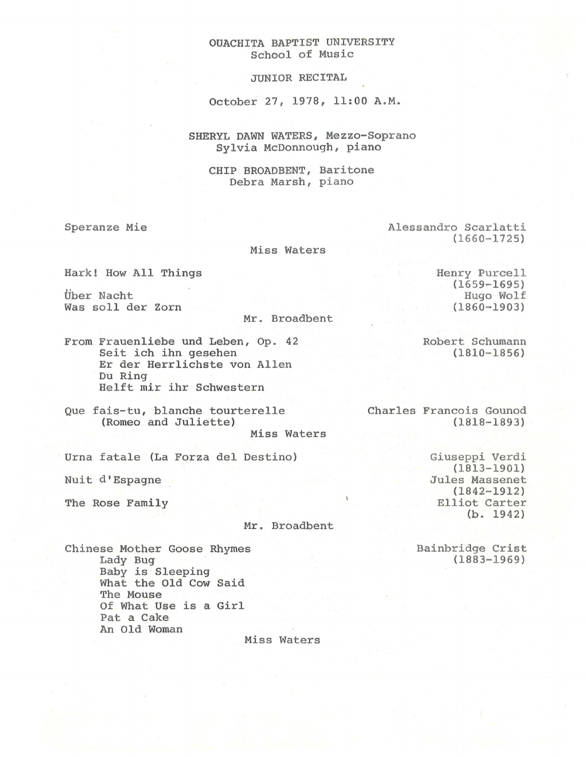OUACHITA BAPTIST UNIVERSITY
School of Music

JUNIOR RECITAL

October 27, 1978, 11:00 A.M.

SHERYL DAWN WATERS, Mezzo-Soprano
Sylvia McDonnough, piano

CHIP BROADBENT, Baritone
Debra Marsh, piano

Speranze Mie — Alessandro Scarlatti (1660-1725)

Miss Waters

Hark! How All Things — Henry Purcell (1659-1695)

Über Nacht
Was soll der Zorn — Hugo Wolf (1860-1903)

Mr. Broadbent

From Frauenliebe und Leben, Op. 42 — Robert Schumann (1810-1856)
- Seit ich ihn gesehen
- Er der Herrlichste von Allen
- Du Ring
- Helft mir ihr Schwestern

Que fais-tu, blanche tourterelle (Romeo and Juliette) — Charles Francois Gounod (1818-1893)

Miss Waters

Urna fatale (La Forza del Destino) — Giuseppi Verdi (1813-1901)

Nuit d'Espagne — Jules Massenet (1842-1912)

The Rose Family — Elliot Carter (b. 1942)

Mr. Broadbent

Chinese Mother Goose Rhymes — Bainbridge Crist (1883-1969)
- Lady Bug
- Baby is Sleeping
- What the Old Cow Said
- The Mouse
- Of What Use is a Girl
- Pat a Cake
- An Old Woman

Miss Waters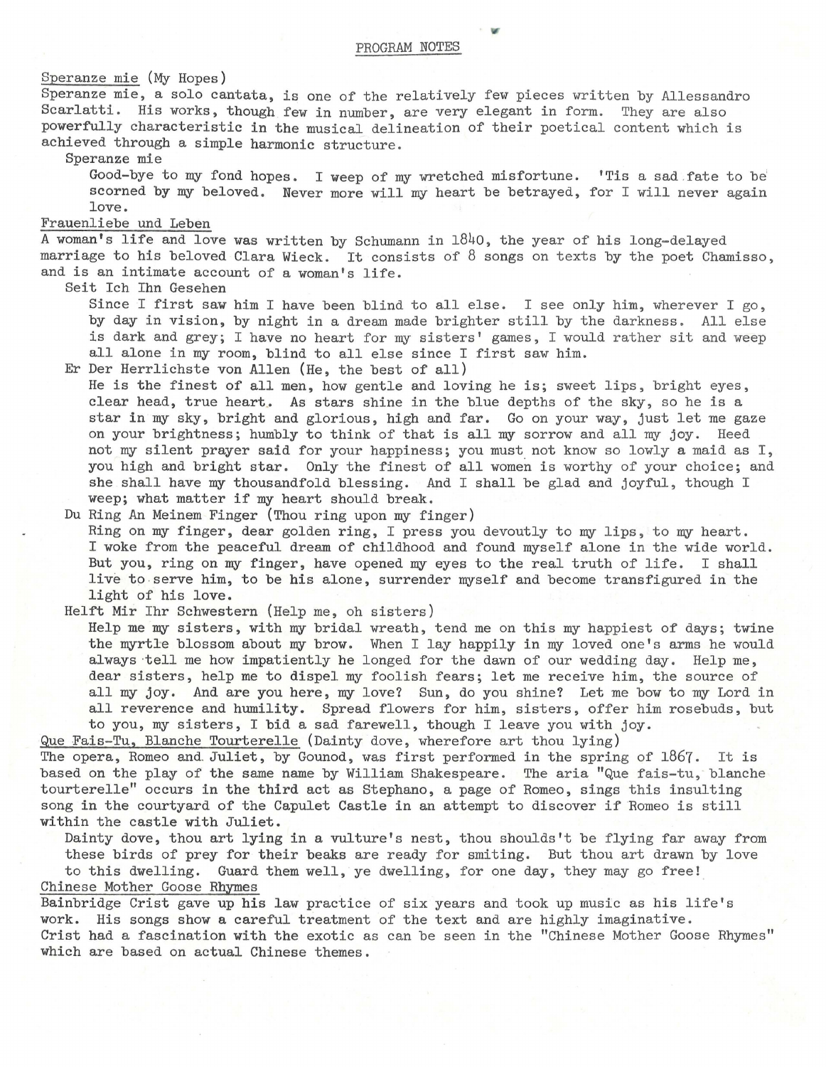## PROGRAM NOTES

Speranze mie (My Hopes)

Speranze mie, a solo cantata, is one of the relatively few pieces written by Allessandro Scarlatti. His works, though few in number, are very elegant in form. They are also powerfully characteristic in the musical delineation of their poetical content which is achieved through a simple harmonic structure.

Speranze mie

> Good-bye to my fond hopes. I weep of my wretched misfortune. 'Tis a sad fate to be scorned by my beloved. Never more will my heart be betrayed, for I will never again love.

Frauenliebe und Leben

A woman's life and love was written by Schumann in 1840, the year of his long-delayed marriage to his beloved Clara Wieck. It consists of 8 songs on texts by the poet Chamisso, and is an intimate account of a woman's life.

Seit Ich Ihn Gesehen

> Since I first saw him I have been blind to all else. I see only him, wherever I go, by day in vision, by night in a dream made brighter still by the darkness. All else is dark and grey; I have no heart for my sisters' games, I would rather sit and weep all alone in my room, blind to all else since I first saw him.

Er Der Herrlichste von Allen (He, the best of all)

> He is the finest of all men, how gentle and loving he is; sweet lips, bright eyes, clear head, true heart. As stars shine in the blue depths of the sky, so he is a star in my sky, bright and glorious, high and far. Go on your way, just let me gaze on your brightness; humbly to think of that is all my sorrow and all my joy. Heed not my silent prayer said for your happiness; you must not know so lowly a maid as I, you high and bright star. Only the finest of all women is worthy of your choice; and she shall have my thousandfold blessing. And I shall be glad and joyful, though I weep; what matter if my heart should break.

Du Ring An Meinem Finger (Thou ring upon my finger)

> Ring on my finger, dear golden ring, I press you devoutly to my lips, to my heart. I woke from the peaceful dream of childhood and found myself alone in the wide world. But you, ring on my finger, have opened my eyes to the real truth of life. I shall live to serve him, to be his alone, surrender myself and become transfigured in the light of his love.

Helft Mir Ihr Schwestern (Help me, oh sisters)

> Help me my sisters, with my bridal wreath, tend me on this my happiest of days; twine the myrtle blossom about my brow. When I lay happily in my loved one's arms he would always tell me how impatiently he longed for the dawn of our wedding day. Help me, dear sisters, help me to dispel my foolish fears; let me receive him, the source of all my joy. And are you here, my love? Sun, do you shine? Let me bow to my Lord in all reverence and humility. Spread flowers for him, sisters, offer him rosebuds, but to you, my sisters, I bid a sad farewell, though I leave you with joy.

Que Fais-Tu, Blanche Tourterelle (Dainty dove, wherefore art thou lying)

The opera, Romeo and Juliet, by Gounod, was first performed in the spring of 1867. It is based on the play of the same name by William Shakespeare. The aria "Que fais-tu, blanche tourterelle" occurs in the third act as Stephano, a page of Romeo, sings this insulting song in the courtyard of the Capulet Castle in an attempt to discover if Romeo is still within the castle with Juliet.

> Dainty dove, thou art lying in a vulture's nest, thou shoulds't be flying far away from these birds of prey for their beaks are ready for smiting. But thou art drawn by love to this dwelling. Guard them well, ye dwelling, for one day, they may go free!

Chinese Mother Goose Rhymes

Bainbridge Crist gave up his law practice of six years and took up music as his life's work. His songs show a careful treatment of the text and are highly imaginative. Crist had a fascination with the exotic as can be seen in the "Chinese Mother Goose Rhymes" which are based on actual Chinese themes.